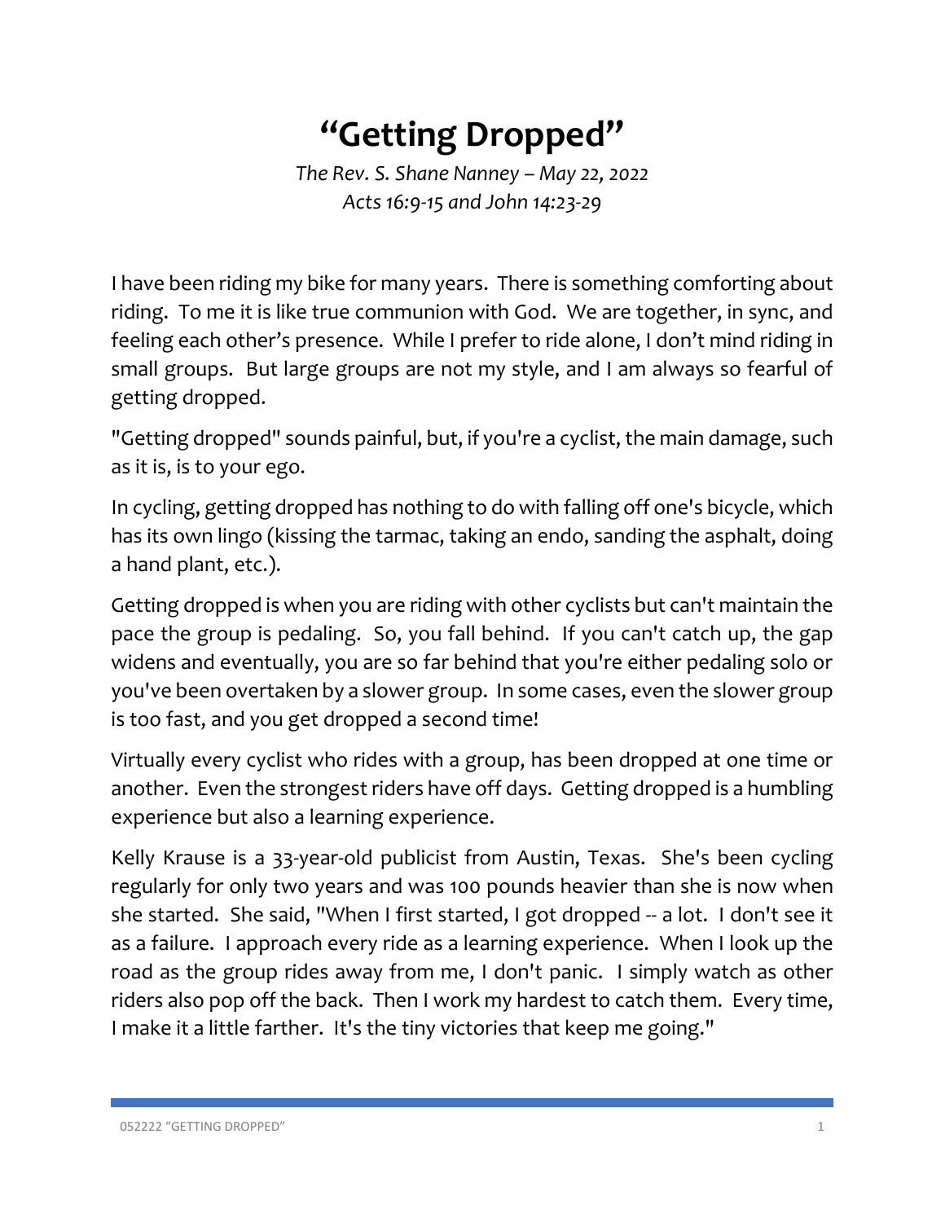# "Getting Dropped"

*The Rev. S. Shane Nanney – May 22, 2022*
*Acts 16:9-15 and John 14:23-29*

I have been riding my bike for many years. There is something comforting about riding. To me it is like true communion with God. We are together, in sync, and feeling each other's presence. While I prefer to ride alone, I don't mind riding in small groups. But large groups are not my style, and I am always so fearful of getting dropped.

"Getting dropped" sounds painful, but, if you're a cyclist, the main damage, such as it is, is to your ego.

In cycling, getting dropped has nothing to do with falling off one's bicycle, which has its own lingo (kissing the tarmac, taking an endo, sanding the asphalt, doing a hand plant, etc.).

Getting dropped is when you are riding with other cyclists but can't maintain the pace the group is pedaling. So, you fall behind. If you can't catch up, the gap widens and eventually, you are so far behind that you're either pedaling solo or you've been overtaken by a slower group. In some cases, even the slower group is too fast, and you get dropped a second time!

Virtually every cyclist who rides with a group, has been dropped at one time or another. Even the strongest riders have off days. Getting dropped is a humbling experience but also a learning experience.

Kelly Krause is a 33-year-old publicist from Austin, Texas. She's been cycling regularly for only two years and was 100 pounds heavier than she is now when she started. She said, "When I first started, I got dropped -- a lot. I don't see it as a failure. I approach every ride as a learning experience. When I look up the road as the group rides away from me, I don't panic. I simply watch as other riders also pop off the back. Then I work my hardest to catch them. Every time, I make it a little farther. It's the tiny victories that keep me going."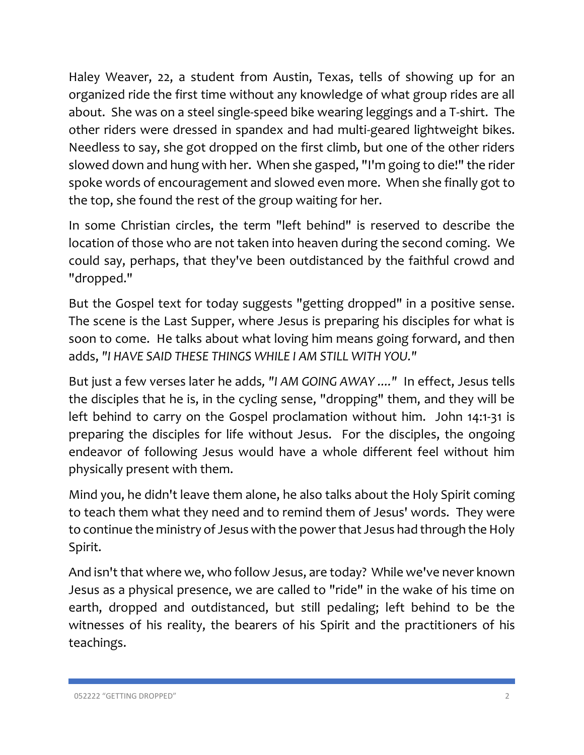Haley Weaver, 22, a student from Austin, Texas, tells of showing up for an organized ride the first time without any knowledge of what group rides are all about. She was on a steel single-speed bike wearing leggings and a T-shirt. The other riders were dressed in spandex and had multi-geared lightweight bikes. Needless to say, she got dropped on the first climb, but one of the other riders slowed down and hung with her. When she gasped, "I'm going to die!" the rider spoke words of encouragement and slowed even more. When she finally got to the top, she found the rest of the group waiting for her.

In some Christian circles, the term "left behind" is reserved to describe the location of those who are not taken into heaven during the second coming. We could say, perhaps, that they've been outdistanced by the faithful crowd and "dropped."

But the Gospel text for today suggests "getting dropped" in a positive sense. The scene is the Last Supper, where Jesus is preparing his disciples for what is soon to come. He talks about what loving him means going forward, and then adds, *"I HAVE SAID THESE THINGS WHILE I AM STILL WITH YOU."*

But just a few verses later he adds, *"I AM GOING AWAY ...."* In effect, Jesus tells the disciples that he is, in the cycling sense, "dropping" them, and they will be left behind to carry on the Gospel proclamation without him. John 14:1-31 is preparing the disciples for life without Jesus. For the disciples, the ongoing endeavor of following Jesus would have a whole different feel without him physically present with them.

Mind you, he didn't leave them alone, he also talks about the Holy Spirit coming to teach them what they need and to remind them of Jesus' words. They were to continue the ministry of Jesus with the power that Jesus had through the Holy Spirit.

And isn't that where we, who follow Jesus, are today? While we've never known Jesus as a physical presence, we are called to "ride" in the wake of his time on earth, dropped and outdistanced, but still pedaling; left behind to be the witnesses of his reality, the bearers of his Spirit and the practitioners of his teachings.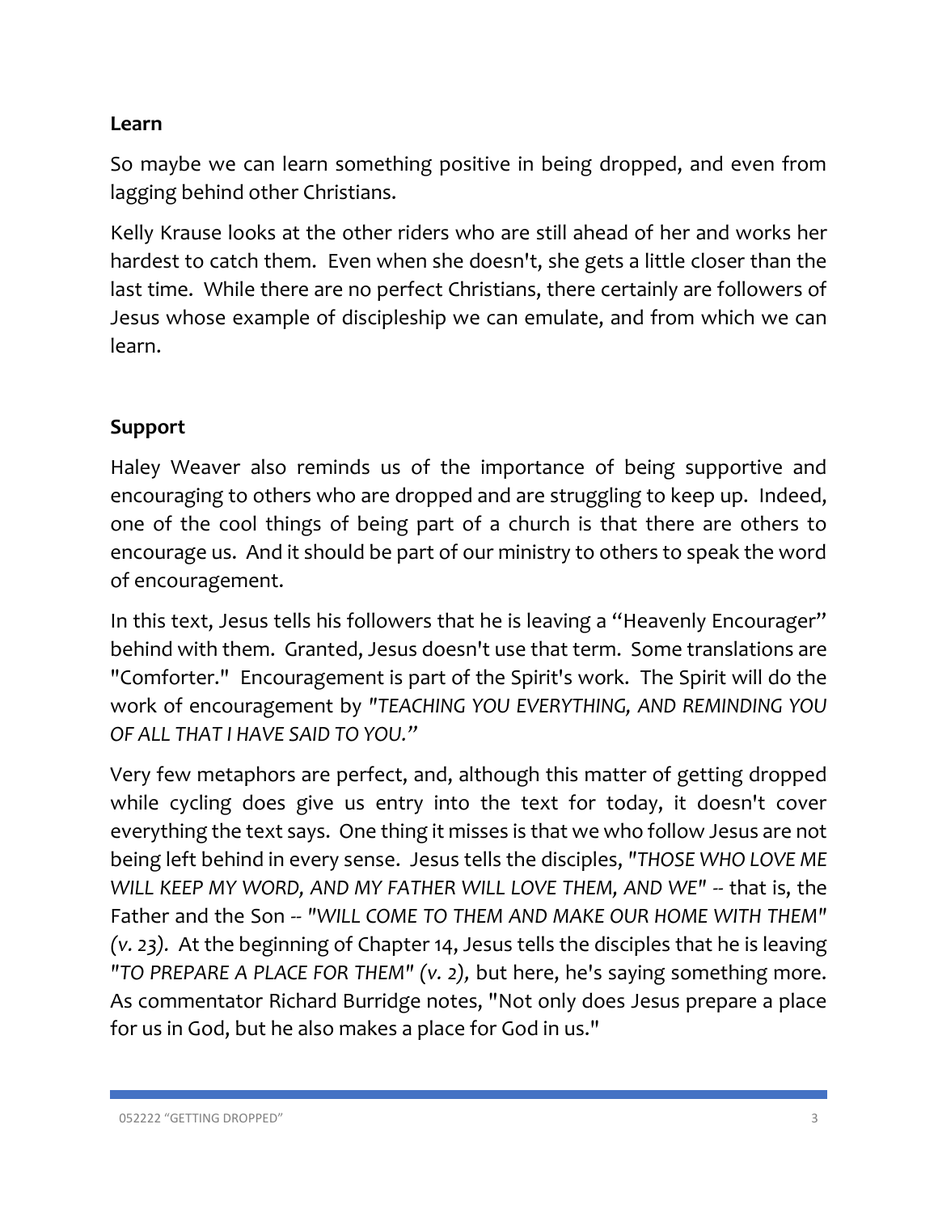**Learn**

So maybe we can learn something positive in being dropped, and even from lagging behind other Christians.

Kelly Krause looks at the other riders who are still ahead of her and works her hardest to catch them. Even when she doesn't, she gets a little closer than the last time. While there are no perfect Christians, there certainly are followers of Jesus whose example of discipleship we can emulate, and from which we can learn.

**Support**

Haley Weaver also reminds us of the importance of being supportive and encouraging to others who are dropped and are struggling to keep up. Indeed, one of the cool things of being part of a church is that there are others to encourage us. And it should be part of our ministry to others to speak the word of encouragement.

In this text, Jesus tells his followers that he is leaving a "Heavenly Encourager" behind with them. Granted, Jesus doesn't use that term. Some translations are "Comforter." Encouragement is part of the Spirit's work. The Spirit will do the work of encouragement by *"TEACHING YOU EVERYTHING, AND REMINDING YOU OF ALL THAT I HAVE SAID TO YOU."*

Very few metaphors are perfect, and, although this matter of getting dropped while cycling does give us entry into the text for today, it doesn't cover everything the text says. One thing it misses is that we who follow Jesus are not being left behind in every sense. Jesus tells the disciples, *"THOSE WHO LOVE ME WILL KEEP MY WORD, AND MY FATHER WILL LOVE THEM, AND WE"* -- that is, the Father and the Son -- *"WILL COME TO THEM AND MAKE OUR HOME WITH THEM" (v. 23).* At the beginning of Chapter 14, Jesus tells the disciples that he is leaving *"TO PREPARE A PLACE FOR THEM" (v. 2),* but here, he's saying something more. As commentator Richard Burridge notes, "Not only does Jesus prepare a place for us in God, but he also makes a place for God in us."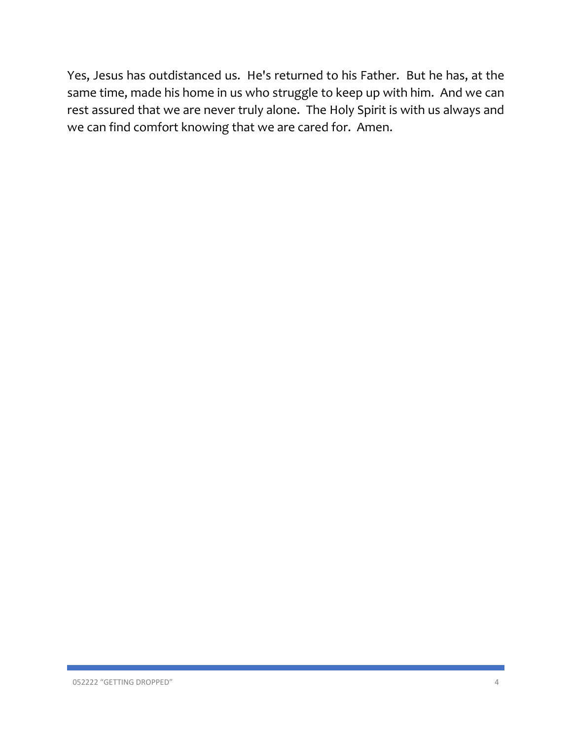Yes, Jesus has outdistanced us. He's returned to his Father. But he has, at the same time, made his home in us who struggle to keep up with him. And we can rest assured that we are never truly alone. The Holy Spirit is with us always and we can find comfort knowing that we are cared for. Amen.